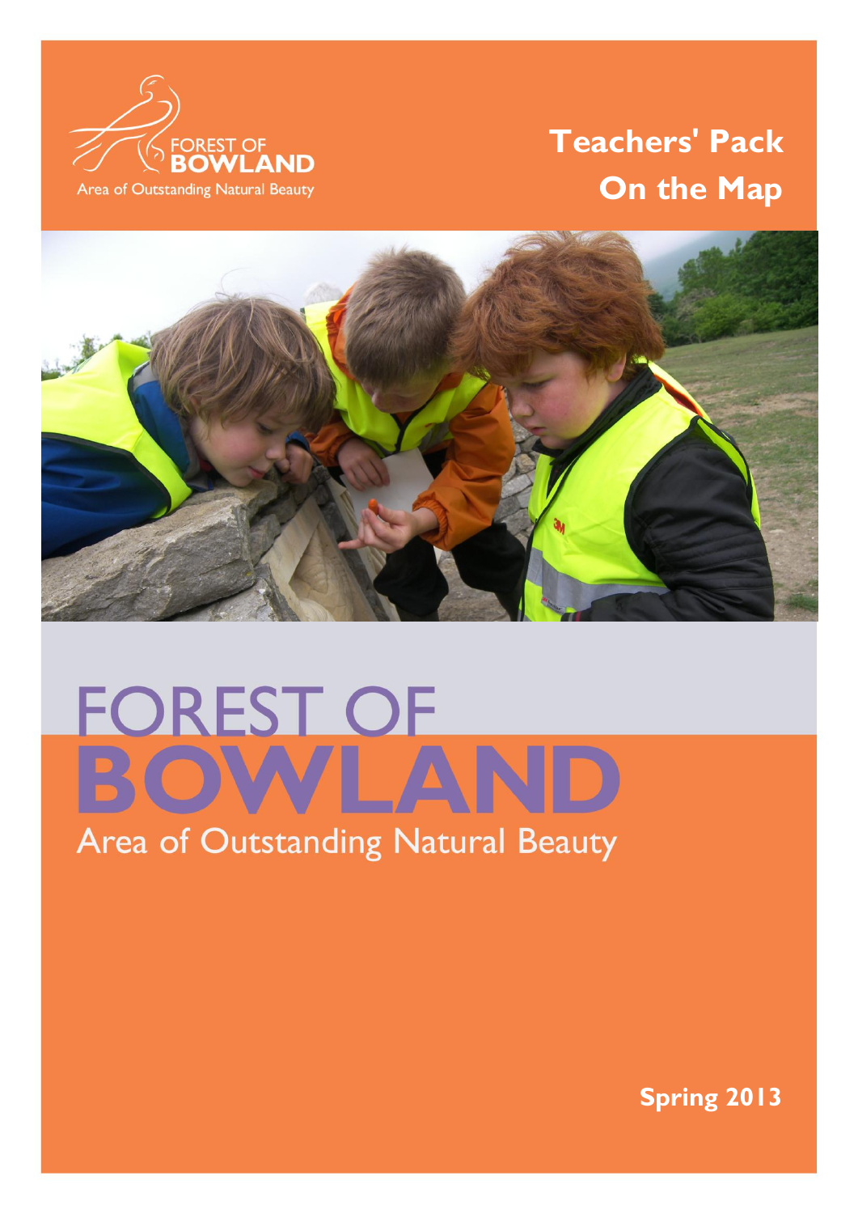FOREST OF BOWLAND

Area of Outstanding Natural Beauty

# Teachers' Pack
# On the Map

# FOREST OF BOWLAND

Area of Outstanding Natural Beauty

**Spring 2013**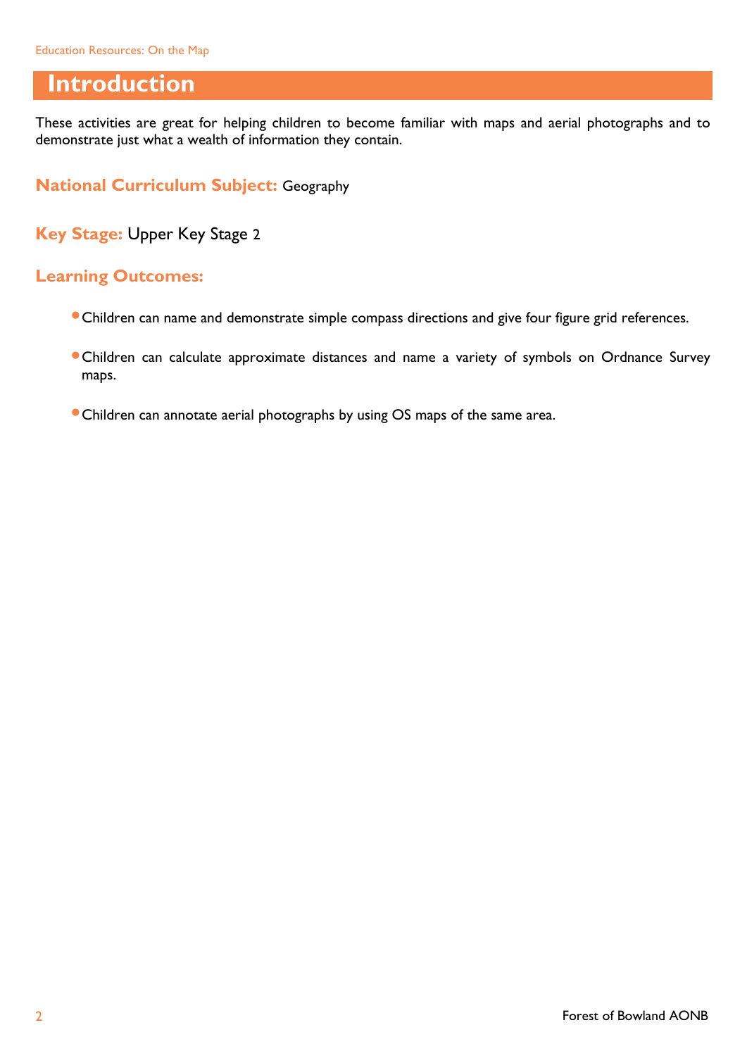# Introduction

These activities are great for helping children to become familiar with maps and aerial photographs and to demonstrate just what a wealth of information they contain.

**National Curriculum Subject:** Geography

**Key Stage:** Upper Key Stage 2

**Learning Outcomes:**

- Children can name and demonstrate simple compass directions and give four figure grid references.
- Children can calculate approximate distances and name a variety of symbols on Ordnance Survey maps.
- Children can annotate aerial photographs by using OS maps of the same area.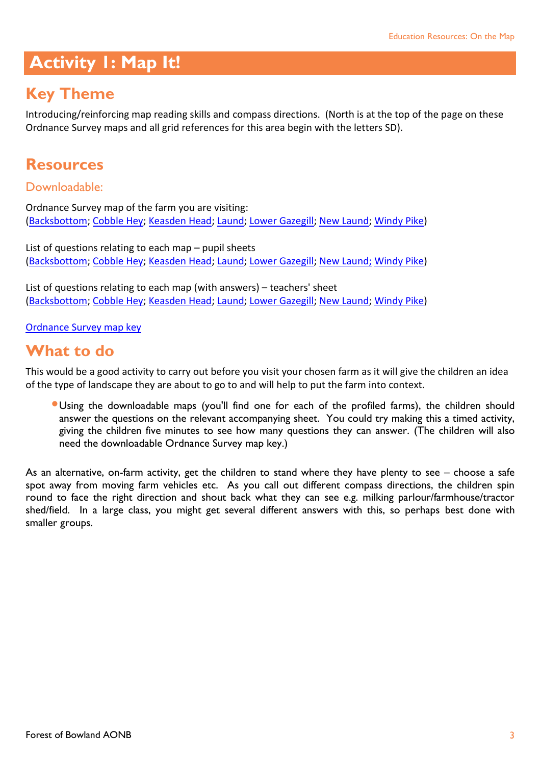# Activity 1: Map It!

## Key Theme

Introducing/reinforcing map reading skills and compass directions. (North is at the top of the page on these Ordnance Survey maps and all grid references for this area begin with the letters SD).

## Resources

### Downloadable:

Ordnance Survey map of the farm you are visiting:
(Backsbottom; Cobble Hey; Keasden Head; Laund; Lower Gazegill; New Laund; Windy Pike)

List of questions relating to each map – pupil sheets
(Backsbottom; Cobble Hey; Keasden Head; Laund; Lower Gazegill; New Laund; Windy Pike)

List of questions relating to each map (with answers) – teachers' sheet
(Backsbottom; Cobble Hey; Keasden Head; Laund; Lower Gazegill; New Laund; Windy Pike)

Ordnance Survey map key

## What to do

This would be a good activity to carry out before you visit your chosen farm as it will give the children an idea of the type of landscape they are about to go to and will help to put the farm into context.

- Using the downloadable maps (you'll find one for each of the profiled farms), the children should answer the questions on the relevant accompanying sheet. You could try making this a timed activity, giving the children five minutes to see how many questions they can answer. (The children will also need the downloadable Ordnance Survey map key.)

As an alternative, on-farm activity, get the children to stand where they have plenty to see – choose a safe spot away from moving farm vehicles etc. As you call out different compass directions, the children spin round to face the right direction and shout back what they can see e.g. milking parlour/farmhouse/tractor shed/field. In a large class, you might get several different answers with this, so perhaps best done with smaller groups.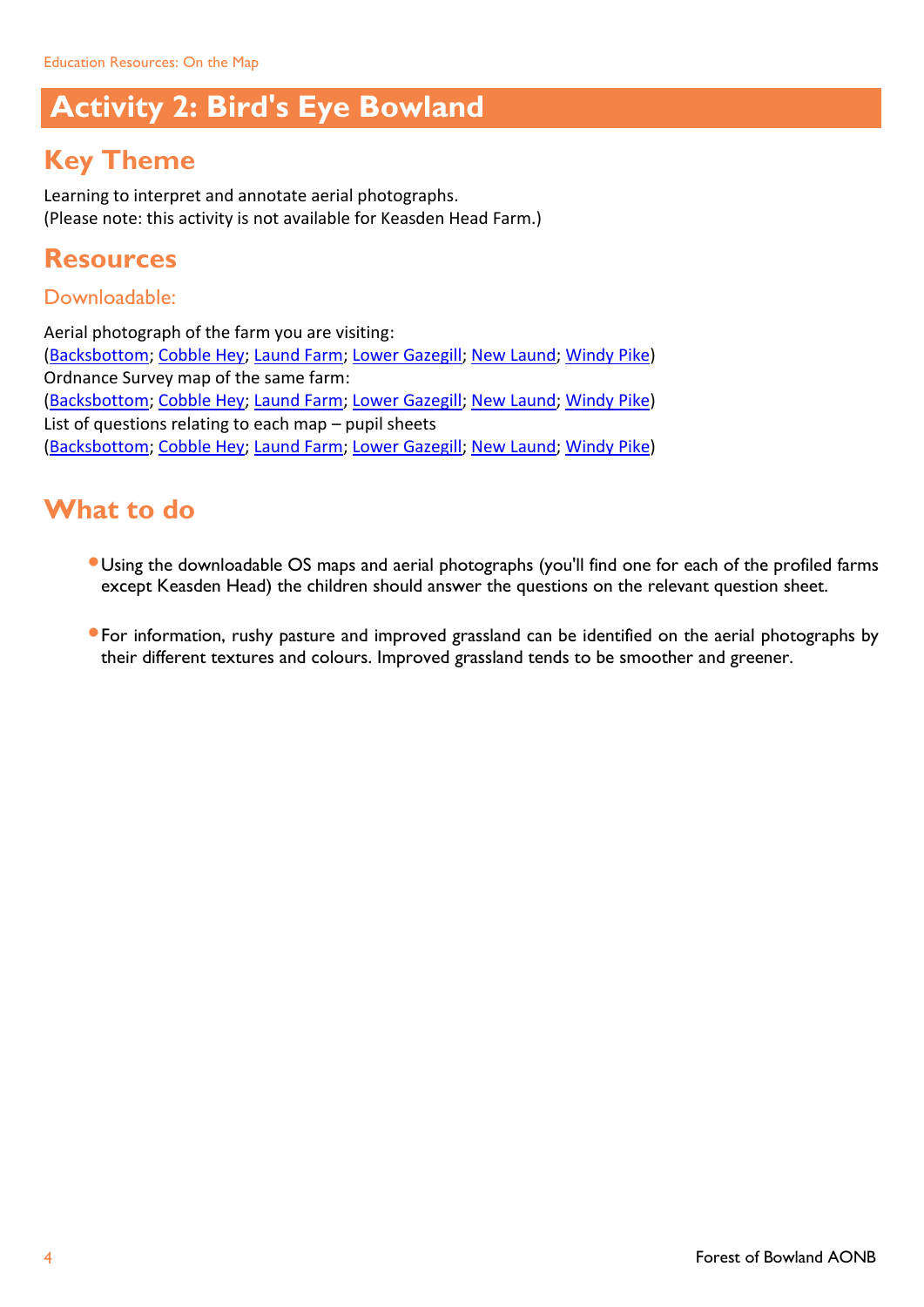# Activity 2: Bird's Eye Bowland

## Key Theme

Learning to interpret and annotate aerial photographs.
(Please note: this activity is not available for Keasden Head Farm.)

## Resources

### Downloadable:

Aerial photograph of the farm you are visiting:
(Backsbottom; Cobble Hey; Laund Farm; Lower Gazegill; New Laund; Windy Pike)
Ordnance Survey map of the same farm:
(Backsbottom; Cobble Hey; Laund Farm; Lower Gazegill; New Laund; Windy Pike)
List of questions relating to each map – pupil sheets
(Backsbottom; Cobble Hey; Laund Farm; Lower Gazegill; New Laund; Windy Pike)

## What to do

- Using the downloadable OS maps and aerial photographs (you'll find one for each of the profiled farms except Keasden Head) the children should answer the questions on the relevant question sheet.
- For information, rushy pasture and improved grassland can be identified on the aerial photographs by their different textures and colours. Improved grassland tends to be smoother and greener.